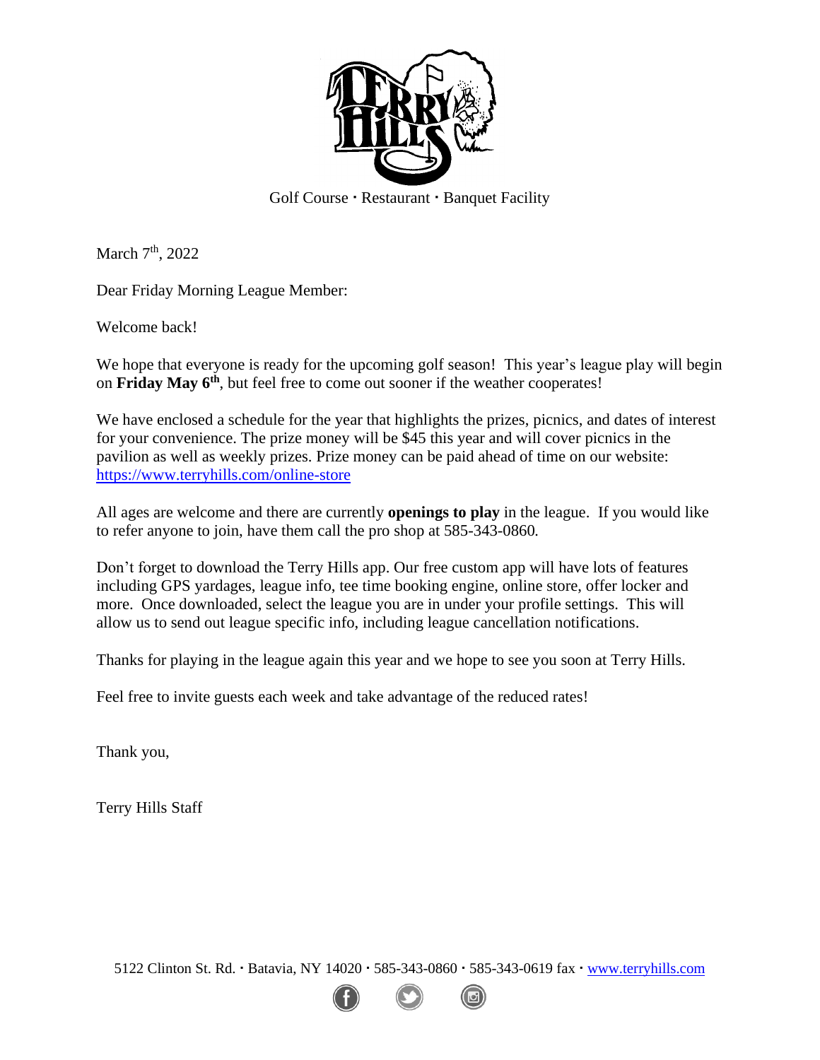Golf Course · Restaurant · Banquet Facility

March 7th, 2022

Dear Friday Morning League Member:

Welcome back!

We hope that everyone is ready for the upcoming golf season! This year's league play will begin on **Friday May 6th**, but feel free to come out sooner if the weather cooperates!

We have enclosed a schedule for the year that highlights the prizes, picnics, and dates of interest for your convenience. The prize money will be $45 this year and will cover picnics in the pavilion as well as weekly prizes. Prize money can be paid ahead of time on our website: https://www.terryhills.com/online-store

All ages are welcome and there are currently **openings to play** in the league. If you would like to refer anyone to join, have them call the pro shop at 585-343-0860.

Don't forget to download the Terry Hills app. Our free custom app will have lots of features including GPS yardages, league info, tee time booking engine, online store, offer locker and more. Once downloaded, select the league you are in under your profile settings. This will allow us to send out league specific info, including league cancellation notifications.

Thanks for playing in the league again this year and we hope to see you soon at Terry Hills.

Feel free to invite guests each week and take advantage of the reduced rates!

Thank you,

Terry Hills Staff

5122 Clinton St. Rd. · Batavia, NY 14020 · 585-343-0860 · 585-343-0619 fax · www.terryhills.com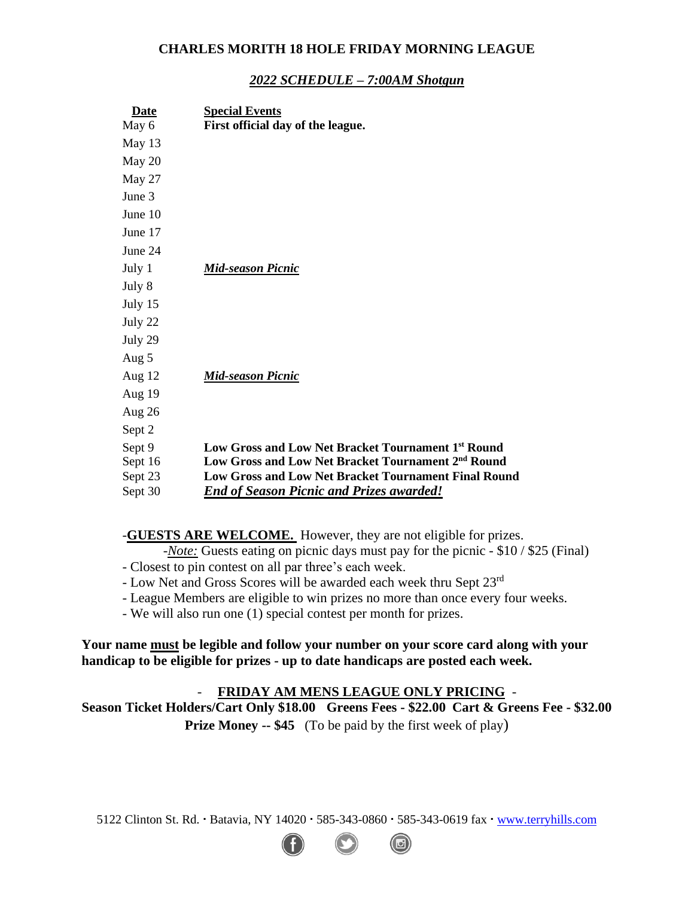**CHARLES MORITH 18 HOLE FRIDAY MORNING LEAGUE**

***2022 SCHEDULE – 7:00AM Shotgun***

| Date | Special Events |
|---|---|
| May 6 | **First official day of the league.** |
| May 13 | |
| May 20 | |
| May 27 | |
| June 3 | |
| June 10 | |
| June 17 | |
| June 24 | |
| July 1 | ***Mid-season Picnic*** |
| July 8 | |
| July 15 | |
| July 22 | |
| July 29 | |
| Aug 5 | |
| Aug 12 | ***Mid-season Picnic*** |
| Aug 19 | |
| Aug 26 | |
| Sept 2 | |
| Sept 9 | **Low Gross and Low Net Bracket Tournament 1st Round** |
| Sept 16 | **Low Gross and Low Net Bracket Tournament 2nd Round** |
| Sept 23 | **Low Gross and Low Net Bracket Tournament Final Round** |
| Sept 30 | ***End of Season Picnic and Prizes awarded!*** |

-**GUESTS ARE WELCOME.** However, they are not eligible for prizes.

-*Note:* Guests eating on picnic days must pay for the picnic - $10 / $25 (Final)

- Closest to pin contest on all par three's each week.
- Low Net and Gross Scores will be awarded each week thru Sept 23rd
- League Members are eligible to win prizes no more than once every four weeks.
- We will also run one (1) special contest per month for prizes.

**Your name must be legible and follow your number on your score card along with your handicap to be eligible for prizes - up to date handicaps are posted each week.**

- **FRIDAY AM MENS LEAGUE ONLY PRICING** -

**Season Ticket Holders/Cart Only $18.00 Greens Fees - $22.00 Cart & Greens Fee - $32.00**

**Prize Money -- $45** (To be paid by the first week of play)

5122 Clinton St. Rd. · Batavia, NY 14020 · 585-343-0860 · 585-343-0619 fax · www.terryhills.com